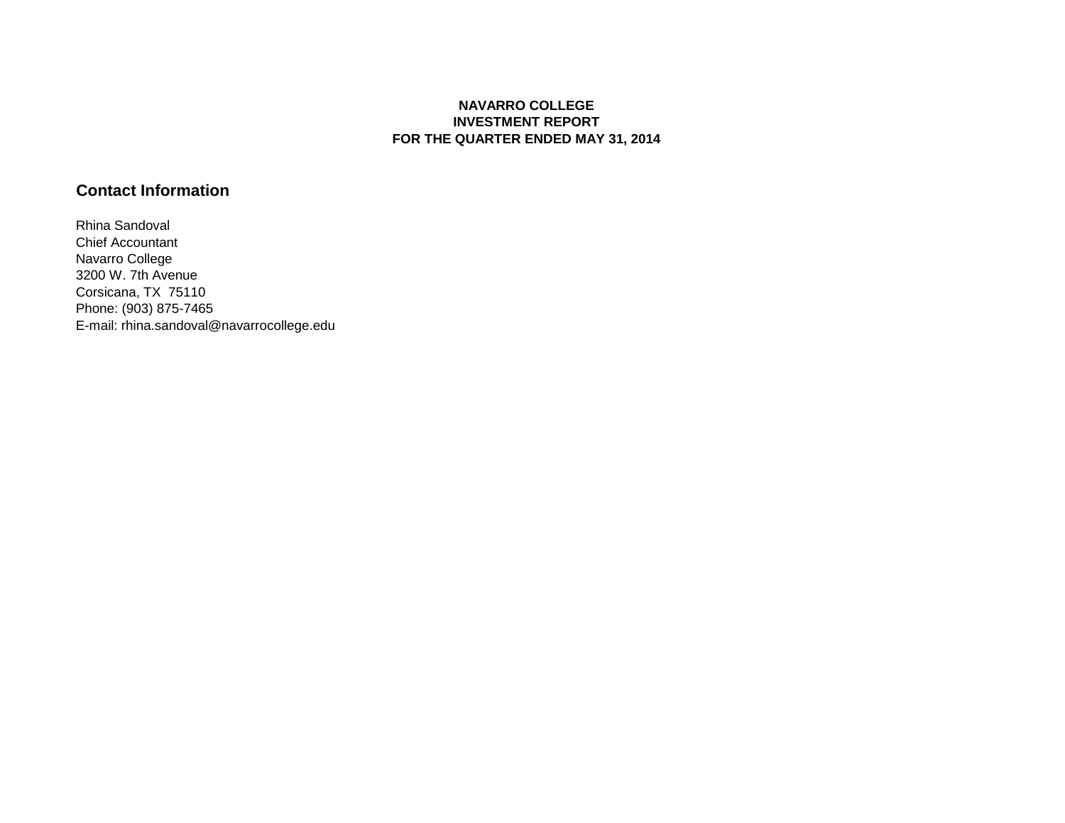**NAVARRO COLLEGE**
**INVESTMENT REPORT**
**FOR THE QUARTER ENDED MAY 31, 2014**

## Contact Information

Rhina Sandoval
Chief Accountant
Navarro College
3200 W. 7th Avenue
Corsicana, TX 75110
Phone: (903) 875-7465
E-mail: rhina.sandoval@navarrocollege.edu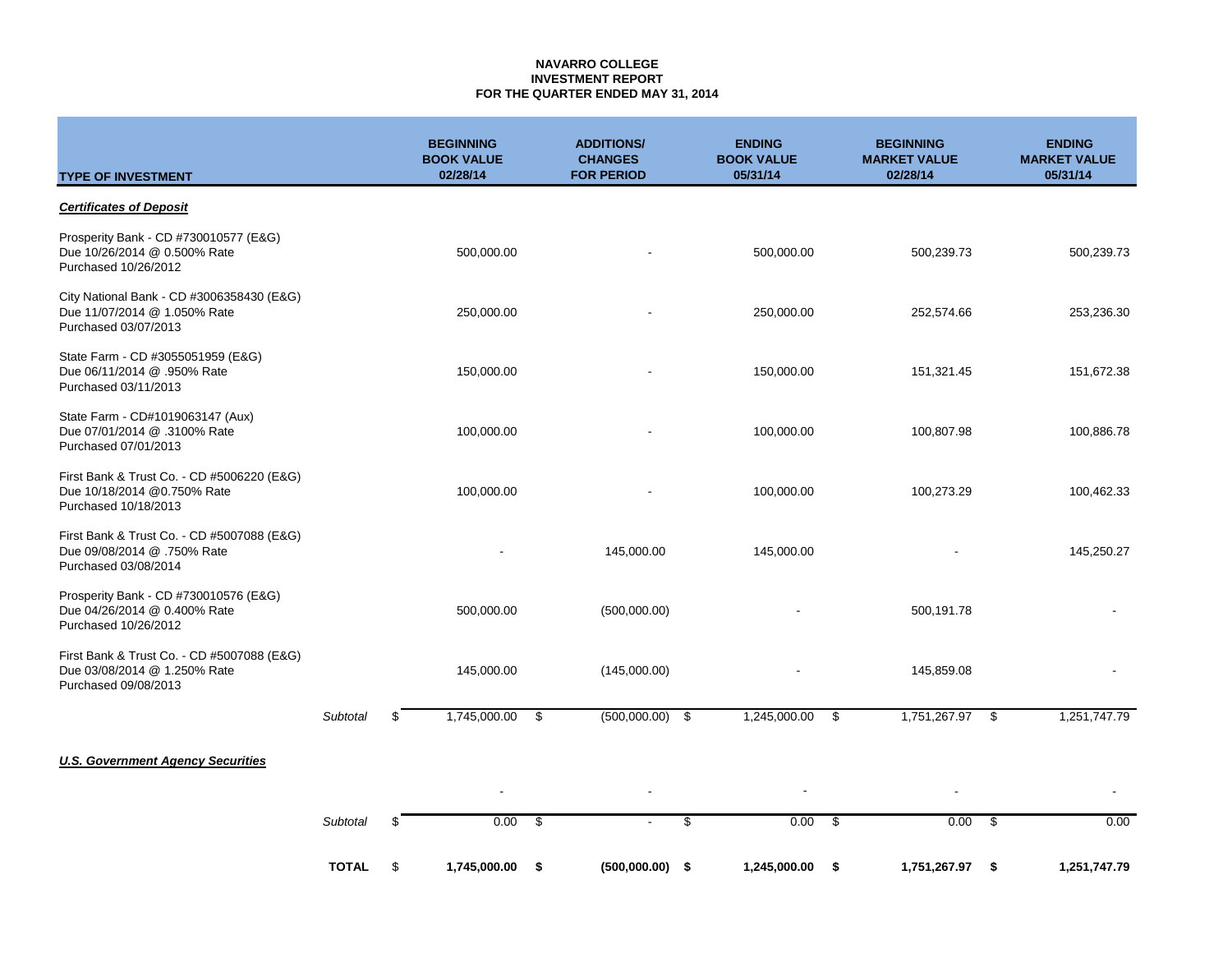**NAVARRO COLLEGE**
**INVESTMENT REPORT**
**FOR THE QUARTER ENDED MAY 31, 2014**

| TYPE OF INVESTMENT | | BEGINNING BOOK VALUE 02/28/14 | ADDITIONS/ CHANGES FOR PERIOD | ENDING BOOK VALUE 05/31/14 | BEGINNING MARKET VALUE 02/28/14 | ENDING MARKET VALUE 05/31/14 |
|---|---|---|---|---|---|---|
| ***Certificates of Deposit*** | | | | | | |
| Prosperity Bank - CD #730010577 (E&G) Due 10/26/2014 @ 0.500% Rate Purchased 10/26/2012 | | 500,000.00 | - | 500,000.00 | 500,239.73 | 500,239.73 |
| City National Bank - CD #3006358430 (E&G) Due 11/07/2014 @ 1.050% Rate Purchased 03/07/2013 | | 250,000.00 | - | 250,000.00 | 252,574.66 | 253,236.30 |
| State Farm - CD #3055051959 (E&G) Due 06/11/2014 @ .950% Rate Purchased 03/11/2013 | | 150,000.00 | - | 150,000.00 | 151,321.45 | 151,672.38 |
| State Farm - CD#1019063147 (Aux) Due 07/01/2014 @ .3100% Rate Purchased 07/01/2013 | | 100,000.00 | - | 100,000.00 | 100,807.98 | 100,886.78 |
| First Bank & Trust Co. - CD #5006220 (E&G) Due 10/18/2014 @0.750% Rate Purchased 10/18/2013 | | 100,000.00 | - | 100,000.00 | 100,273.29 | 100,462.33 |
| First Bank & Trust Co. - CD #5007088 (E&G) Due 09/08/2014 @ .750% Rate Purchased 03/08/2014 | | - | 145,000.00 | 145,000.00 | - | 145,250.27 |
| Prosperity Bank - CD #730010576 (E&G) Due 04/26/2014 @ 0.400% Rate Purchased 10/26/2012 | | 500,000.00 | (500,000.00) | - | 500,191.78 | - |
| First Bank & Trust Co. - CD #5007088 (E&G) Due 03/08/2014 @ 1.250% Rate Purchased 09/08/2013 | | 145,000.00 | (145,000.00) | - | 145,859.08 | - |
| | *Subtotal* | $ 1,745,000.00 | $ (500,000.00) | $ 1,245,000.00 | $ 1,751,267.97 | $ 1,251,747.79 |
| ***U.S. Government Agency Securities*** | | | | | | |
| | | - | - | - | - | - |
| | *Subtotal* | $ 0.00 | $ - | $ 0.00 | $ 0.00 | $ 0.00 |
| | **TOTAL** | $ **1,745,000.00** | **$ (500,000.00)** | **$ 1,245,000.00** | **$ 1,751,267.97** | **$ 1,251,747.79** |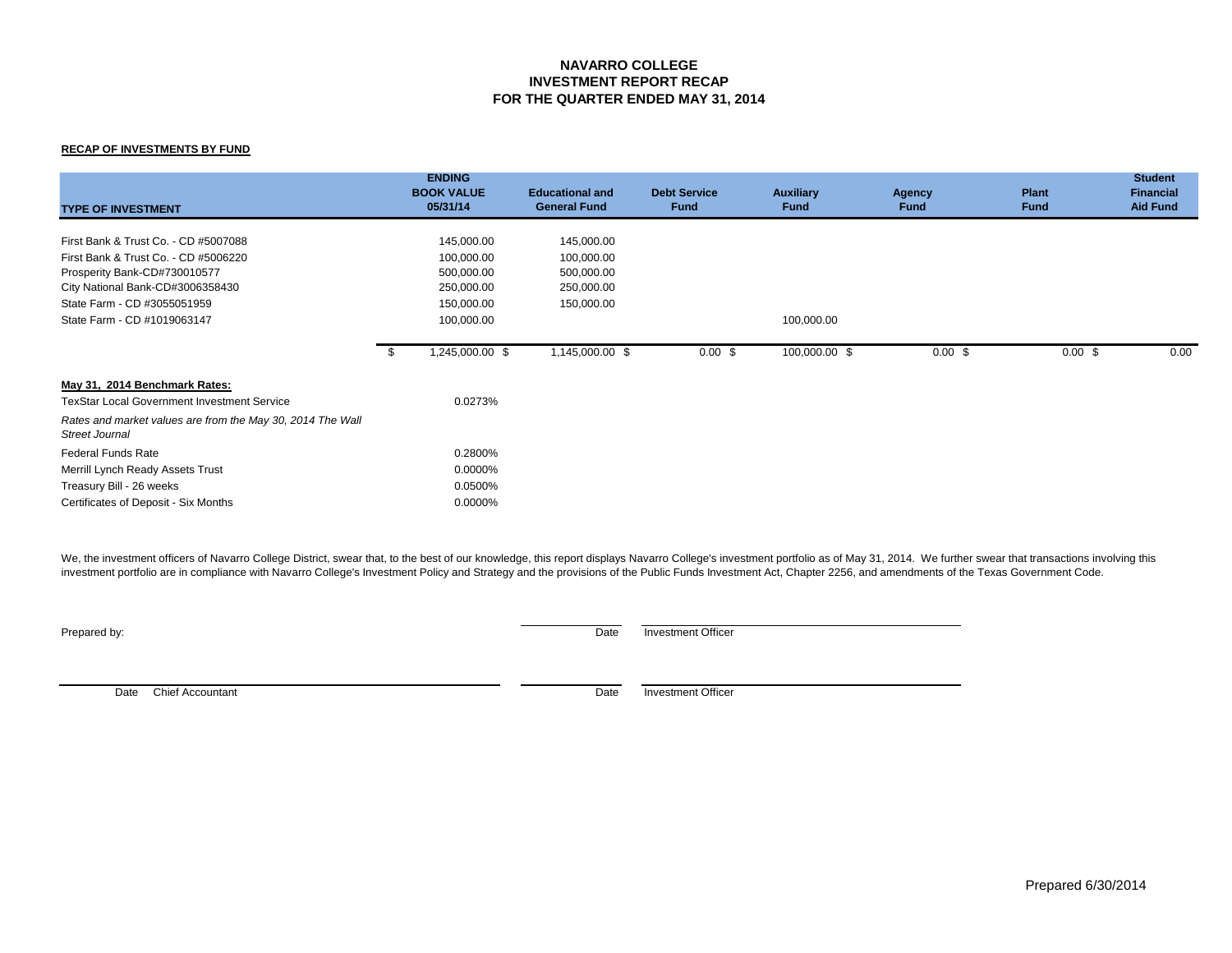# NAVARRO COLLEGE
## INVESTMENT REPORT RECAP
## FOR THE QUARTER ENDED MAY 31, 2014

**RECAP OF INVESTMENTS BY FUND**

| TYPE OF INVESTMENT | ENDING BOOK VALUE 05/31/14 | Educational and General Fund | Debt Service Fund | Auxiliary Fund | Agency Fund | Plant Fund | Student Financial Aid Fund |
|---|---|---|---|---|---|---|---|
| First Bank & Trust Co. - CD #5007088 | 145,000.00 | 145,000.00 | | | | | |
| First Bank & Trust Co. - CD #5006220 | 100,000.00 | 100,000.00 | | | | | |
| Prosperity Bank-CD#730010577 | 500,000.00 | 500,000.00 | | | | | |
| City National Bank-CD#3006358430 | 250,000.00 | 250,000.00 | | | | | |
| State Farm - CD #3055051959 | 150,000.00 | 150,000.00 | | | | | |
| State Farm - CD #1019063147 | 100,000.00 | | | 100,000.00 | | | |
| | $ 1,245,000.00 | $ 1,145,000.00 | $ 0.00 | $ 100,000.00 | $ 0.00 | $ 0.00 | $ 0.00 |

**May 31, 2014 Benchmark Rates:**

| | |
|---|---|
| TexStar Local Government Investment Service | 0.0273% |
| *Rates and market values are from the May 30, 2014 The Wall Street Journal* | |
| Federal Funds Rate | 0.2800% |
| Merrill Lynch Ready Assets Trust | 0.0000% |
| Treasury Bill - 26 weeks | 0.0500% |
| Certificates of Deposit - Six Months | 0.0000% |

We, the investment officers of Navarro College District, swear that, to the best of our knowledge, this report displays Navarro College's investment portfolio as of May 31, 2014. We further swear that transactions involving this investment portfolio are in compliance with Navarro College's Investment Policy and Strategy and the provisions of the Public Funds Investment Act, Chapter 2256, and amendments of the Texas Government Code.

Prepared by:

Date Investment Officer

Date Chief Accountant

Date Investment Officer

Prepared 6/30/2014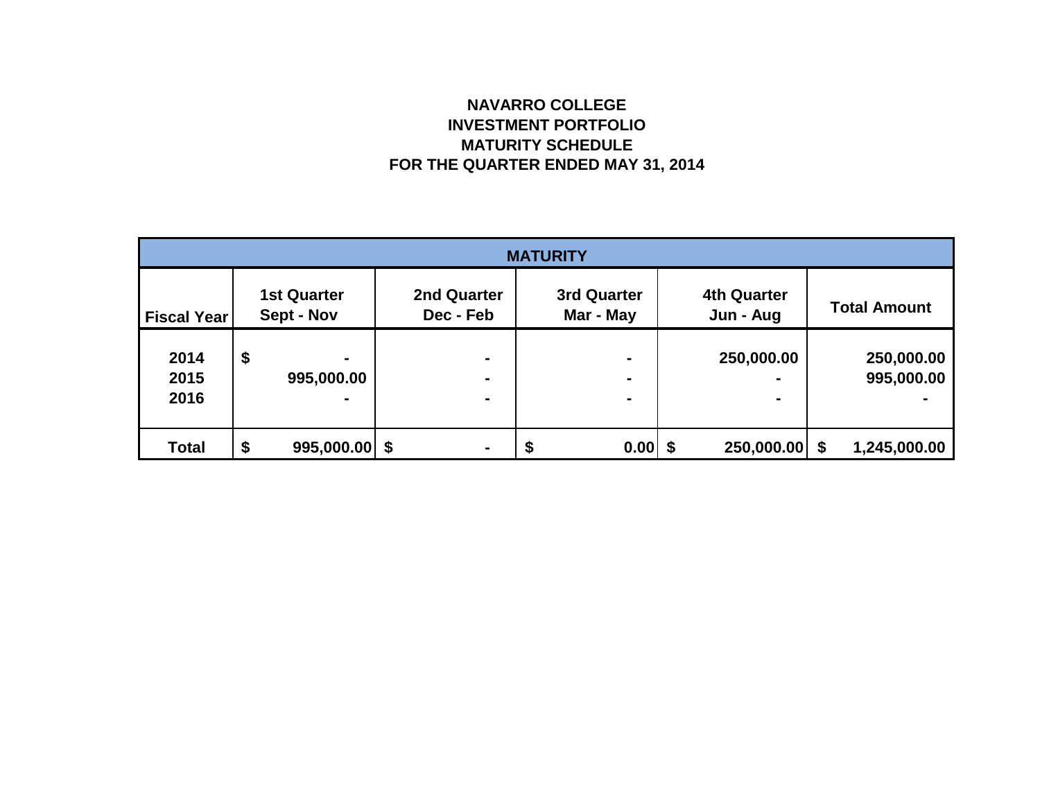# NAVARRO COLLEGE
## INVESTMENT PORTFOLIO
## MATURITY SCHEDULE
## FOR THE QUARTER ENDED MAY 31, 2014

| MATURITY | | | | | |
|---|---|---|---|---|---|
| **Fiscal Year** | **1st Quarter Sept - Nov** | **2nd Quarter Dec - Feb** | **3rd Quarter Mar - May** | **4th Quarter Jun - Aug** | **Total Amount** |
| 2014 | $ - | - | - | 250,000.00 | 250,000.00 |
| 2015 | 995,000.00 | - | - | - | 995,000.00 |
| 2016 | - | - | - | - | - |
| **Total** | **$ 995,000.00** | **$ -** | **$ 0.00** | **$ 250,000.00** | **$ 1,245,000.00** |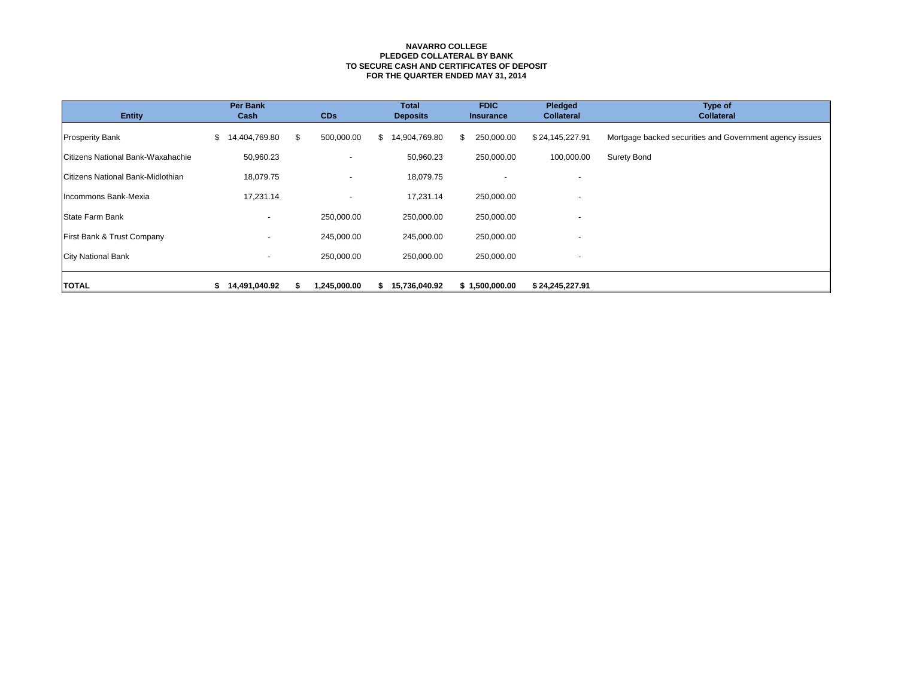**NAVARRO COLLEGE**
**PLEDGED COLLATERAL BY BANK**
**TO SECURE CASH AND CERTIFICATES OF DEPOSIT**
**FOR THE QUARTER ENDED MAY 31, 2014**

| Entity | Per Bank Cash | CDs | Total Deposits | FDIC Insurance | Pledged Collateral | Type of Collateral |
|---|---|---|---|---|---|---|
| Prosperity Bank | $ 14,404,769.80 | $ 500,000.00 | $ 14,904,769.80 | $ 250,000.00 | $ 24,145,227.91 | Mortgage backed securities and Government agency issues |
| Citizens National Bank-Waxahachie | 50,960.23 | - | 50,960.23 | 250,000.00 | 100,000.00 | Surety Bond |
| Citizens National Bank-Midlothian | 18,079.75 | - | 18,079.75 | - | - | |
| Incommons Bank-Mexia | 17,231.14 | - | 17,231.14 | 250,000.00 | - | |
| State Farm Bank | - | 250,000.00 | 250,000.00 | 250,000.00 | - | |
| First Bank & Trust Company | - | 245,000.00 | 245,000.00 | 250,000.00 | - | |
| City National Bank | - | 250,000.00 | 250,000.00 | 250,000.00 | - | |
| **TOTAL** | **$ 14,491,040.92** | **$ 1,245,000.00** | **$ 15,736,040.92** | **$ 1,500,000.00** | **$ 24,245,227.91** | |